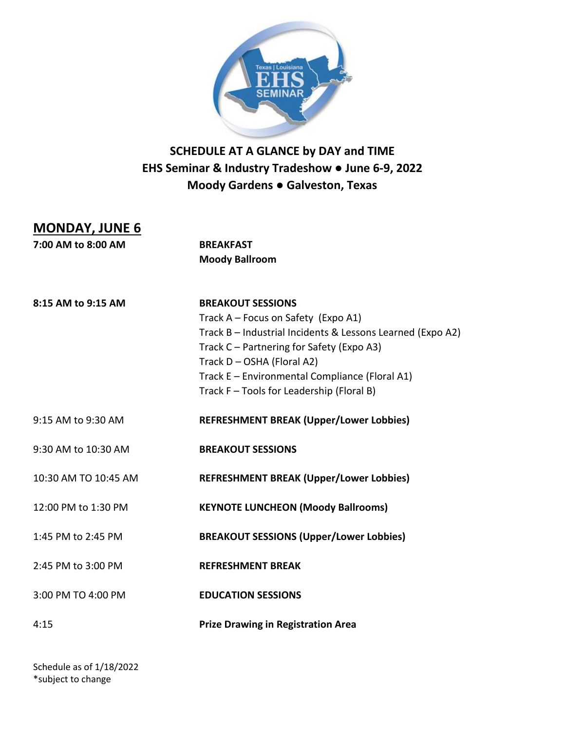# SCHEDULE AT A GLANCE by DAY and TIME

## EHS Seminar & Industry Tradeshow ● June 6-9, 2022

## Moody Gardens ● Galveston, Texas

## MONDAY, JUNE 6

| | |
|---|---|
| **7:00 AM to 8:00 AM** | **BREAKFAST**<br>**Moody Ballroom** |
| **8:15 AM to 9:15 AM** | **BREAKOUT SESSIONS**<br>Track A – Focus on Safety (Expo A1)<br>Track B – Industrial Incidents & Lessons Learned (Expo A2)<br>Track C – Partnering for Safety (Expo A3)<br>Track D – OSHA (Floral A2)<br>Track E – Environmental Compliance (Floral A1)<br>Track F – Tools for Leadership (Floral B) |
| 9:15 AM to 9:30 AM | **REFRESHMENT BREAK (Upper/Lower Lobbies)** |
| 9:30 AM to 10:30 AM | **BREAKOUT SESSIONS** |
| 10:30 AM TO 10:45 AM | **REFRESHMENT BREAK (Upper/Lower Lobbies)** |
| 12:00 PM to 1:30 PM | **KEYNOTE LUNCHEON (Moody Ballrooms)** |
| 1:45 PM to 2:45 PM | **BREAKOUT SESSIONS (Upper/Lower Lobbies)** |
| 2:45 PM to 3:00 PM | **REFRESHMENT BREAK** |
| 3:00 PM TO 4:00 PM | **EDUCATION SESSIONS** |
| 4:15 | **Prize Drawing in Registration Area** |

Schedule as of 1/18/2022
*subject to change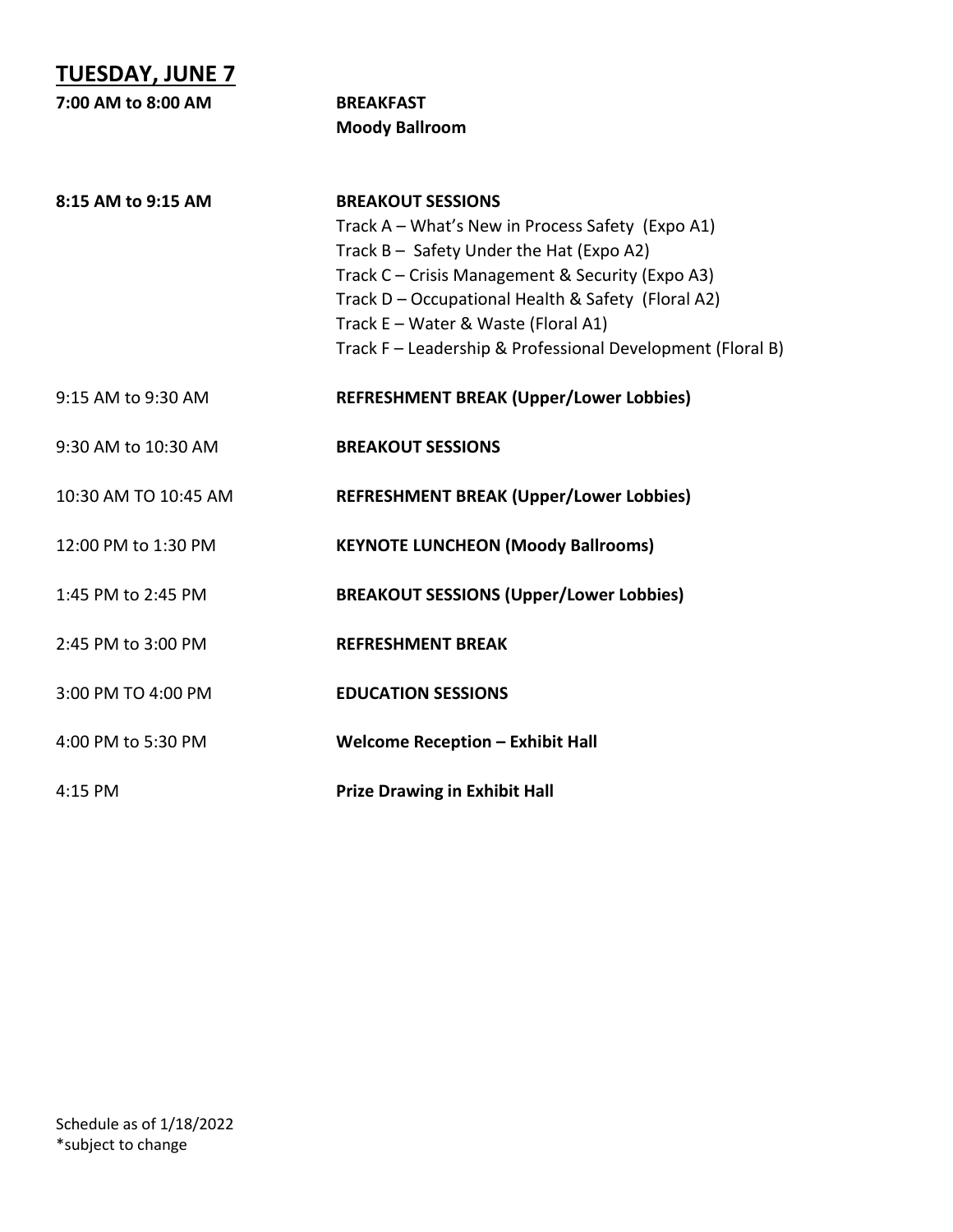## TUESDAY, JUNE 7

| | |
|---|---|
| **7:00 AM to 8:00 AM** | **BREAKFAST**<br>**Moody Ballroom** |
| **8:15 AM to 9:15 AM** | **BREAKOUT SESSIONS**<br>Track A – What's New in Process Safety (Expo A1)<br>Track B – Safety Under the Hat (Expo A2)<br>Track C – Crisis Management & Security (Expo A3)<br>Track D – Occupational Health & Safety (Floral A2)<br>Track E – Water & Waste (Floral A1)<br>Track F – Leadership & Professional Development (Floral B) |
| 9:15 AM to 9:30 AM | **REFRESHMENT BREAK (Upper/Lower Lobbies)** |
| 9:30 AM to 10:30 AM | **BREAKOUT SESSIONS** |
| 10:30 AM TO 10:45 AM | **REFRESHMENT BREAK (Upper/Lower Lobbies)** |
| 12:00 PM to 1:30 PM | **KEYNOTE LUNCHEON (Moody Ballrooms)** |
| 1:45 PM to 2:45 PM | **BREAKOUT SESSIONS (Upper/Lower Lobbies)** |
| 2:45 PM to 3:00 PM | **REFRESHMENT BREAK** |
| 3:00 PM TO 4:00 PM | **EDUCATION SESSIONS** |
| 4:00 PM to 5:30 PM | **Welcome Reception – Exhibit Hall** |
| 4:15 PM | **Prize Drawing in Exhibit Hall** |

Schedule as of 1/18/2022
*subject to change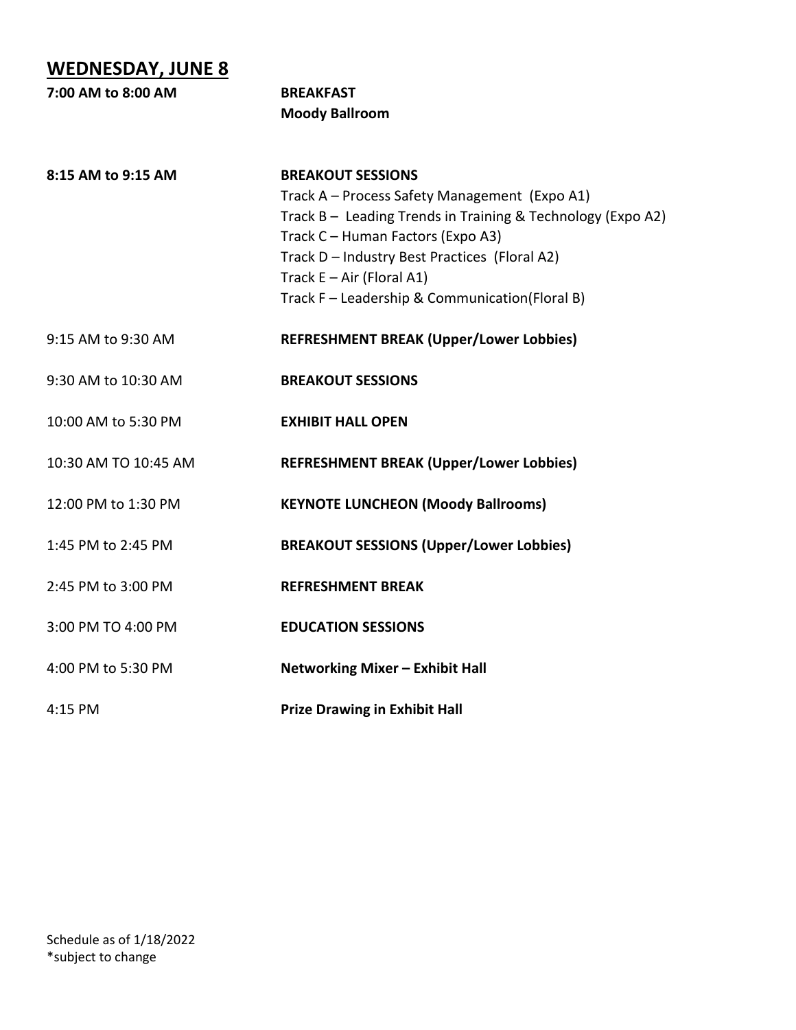## WEDNESDAY, JUNE 8

| | |
|---|---|
| **7:00 AM to 8:00 AM** | **BREAKFAST**<br>**Moody Ballroom** |
| **8:15 AM to 9:15 AM** | **BREAKOUT SESSIONS**<br>Track A – Process Safety Management (Expo A1)<br>Track B – Leading Trends in Training & Technology (Expo A2)<br>Track C – Human Factors (Expo A3)<br>Track D – Industry Best Practices (Floral A2)<br>Track E – Air (Floral A1)<br>Track F – Leadership & Communication(Floral B) |
| 9:15 AM to 9:30 AM | **REFRESHMENT BREAK (Upper/Lower Lobbies)** |
| 9:30 AM to 10:30 AM | **BREAKOUT SESSIONS** |
| 10:00 AM to 5:30 PM | **EXHIBIT HALL OPEN** |
| 10:30 AM TO 10:45 AM | **REFRESHMENT BREAK (Upper/Lower Lobbies)** |
| 12:00 PM to 1:30 PM | **KEYNOTE LUNCHEON (Moody Ballrooms)** |
| 1:45 PM to 2:45 PM | **BREAKOUT SESSIONS (Upper/Lower Lobbies)** |
| 2:45 PM to 3:00 PM | **REFRESHMENT BREAK** |
| 3:00 PM TO 4:00 PM | **EDUCATION SESSIONS** |
| 4:00 PM to 5:30 PM | **Networking Mixer – Exhibit Hall** |
| 4:15 PM | **Prize Drawing in Exhibit Hall** |

Schedule as of 1/18/2022
*subject to change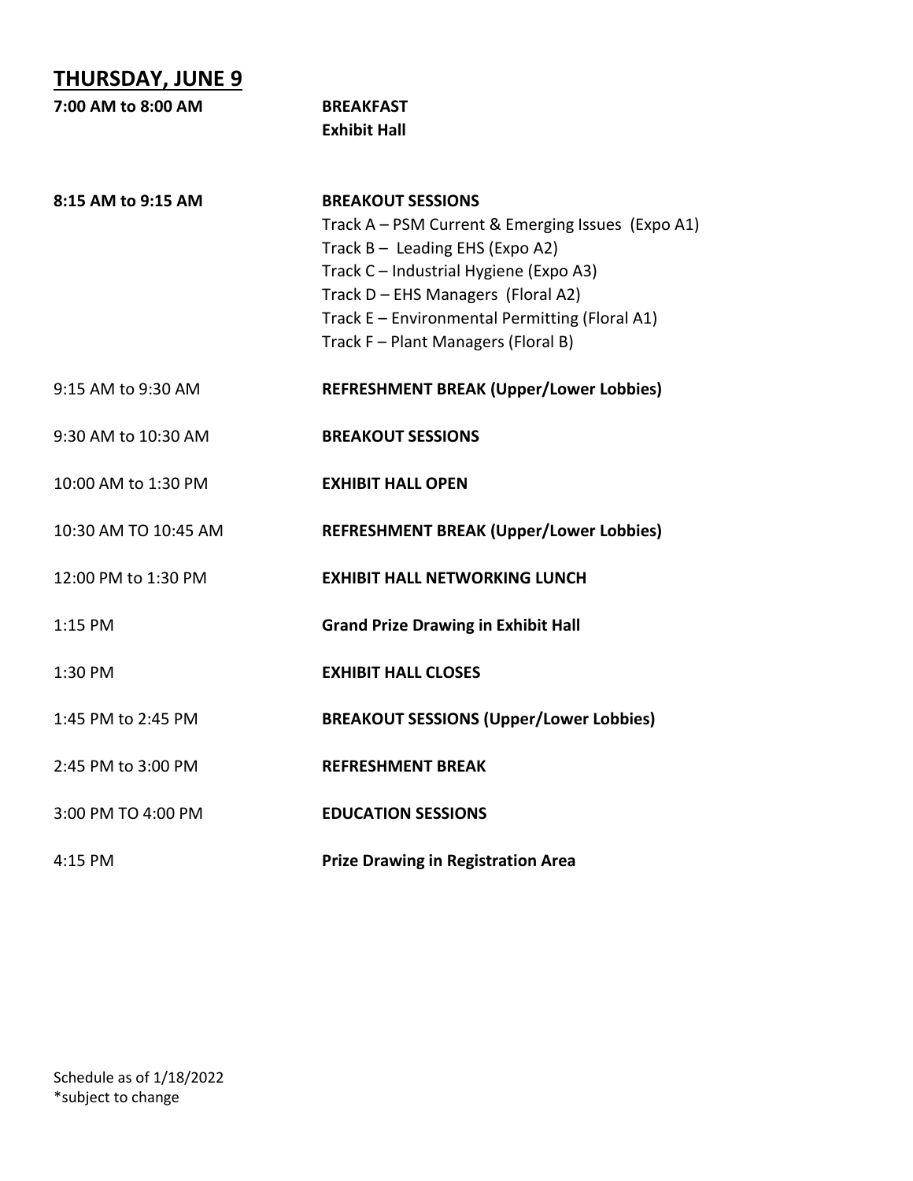## THURSDAY, JUNE 9

| | |
|---|---|
| **7:00 AM to 8:00 AM** | **BREAKFAST**<br>**Exhibit Hall** |
| **8:15 AM to 9:15 AM** | **BREAKOUT SESSIONS**<br>Track A – PSM Current & Emerging Issues (Expo A1)<br>Track B – Leading EHS (Expo A2)<br>Track C – Industrial Hygiene (Expo A3)<br>Track D – EHS Managers (Floral A2)<br>Track E – Environmental Permitting (Floral A1)<br>Track F – Plant Managers (Floral B) |
| 9:15 AM to 9:30 AM | **REFRESHMENT BREAK (Upper/Lower Lobbies)** |
| 9:30 AM to 10:30 AM | **BREAKOUT SESSIONS** |
| 10:00 AM to 1:30 PM | **EXHIBIT HALL OPEN** |
| 10:30 AM TO 10:45 AM | **REFRESHMENT BREAK (Upper/Lower Lobbies)** |
| 12:00 PM to 1:30 PM | **EXHIBIT HALL NETWORKING LUNCH** |
| 1:15 PM | **Grand Prize Drawing in Exhibit Hall** |
| 1:30 PM | **EXHIBIT HALL CLOSES** |
| 1:45 PM to 2:45 PM | **BREAKOUT SESSIONS (Upper/Lower Lobbies)** |
| 2:45 PM to 3:00 PM | **REFRESHMENT BREAK** |
| 3:00 PM TO 4:00 PM | **EDUCATION SESSIONS** |
| 4:15 PM | **Prize Drawing in Registration Area** |

Schedule as of 1/18/2022
*subject to change